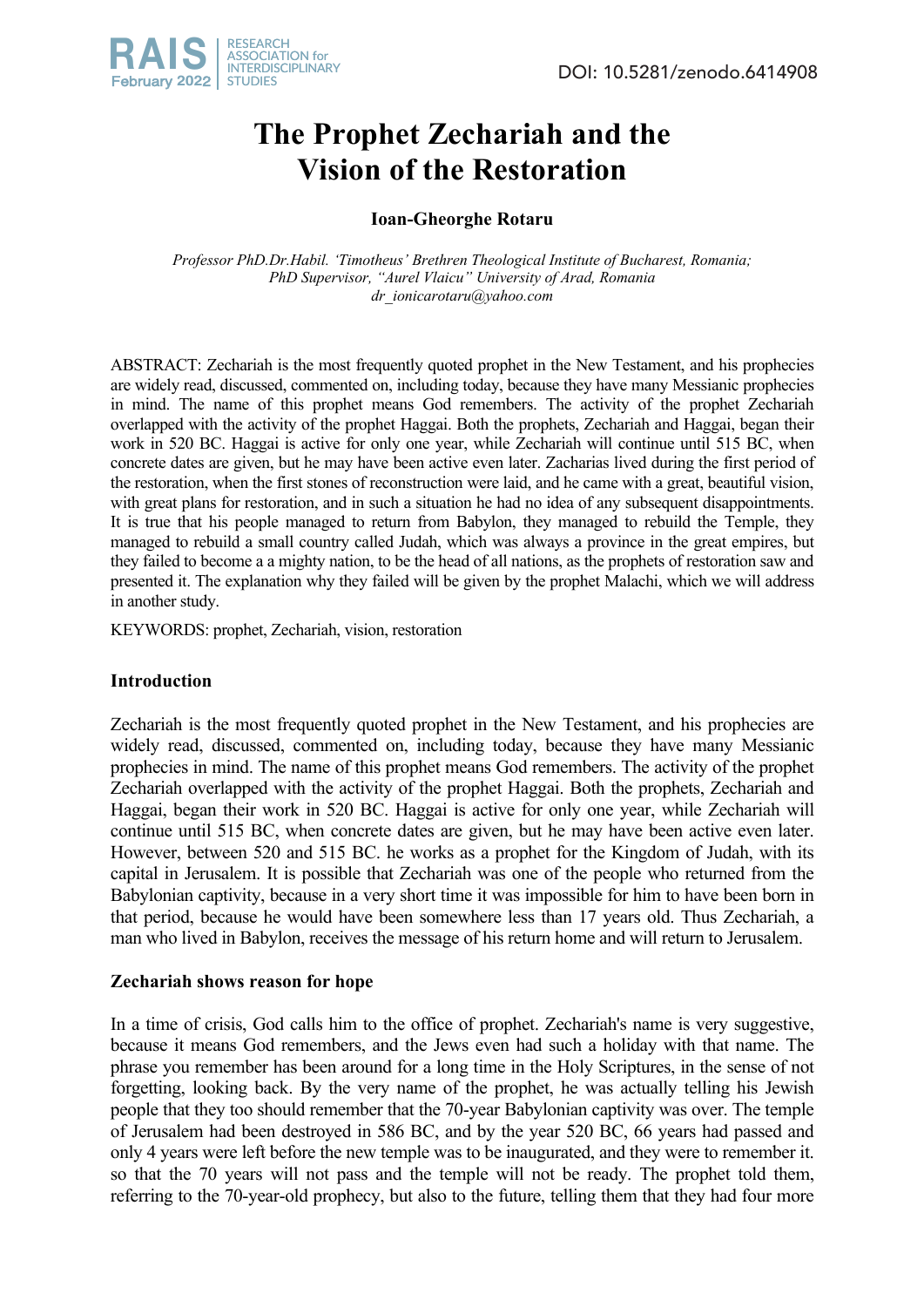# The Prophet Zechariah and the Vision of the Restoration

**Ioan-Gheorghe Rotaru**

*Professor PhD.Dr.Habil. 'Timotheus' Brethren Theological Institute of Bucharest, Romania; PhD Supervisor, "Aurel Vlaicu" University of Arad, Romania*
*dr_ionicarotaru@yahoo.com*

ABSTRACT: Zechariah is the most frequently quoted prophet in the New Testament, and his prophecies are widely read, discussed, commented on, including today, because they have many Messianic prophecies in mind. The name of this prophet means God remembers. The activity of the prophet Zechariah overlapped with the activity of the prophet Haggai. Both the prophets, Zechariah and Haggai, began their work in 520 BC. Haggai is active for only one year, while Zechariah will continue until 515 BC, when concrete dates are given, but he may have been active even later. Zacharias lived during the first period of the restoration, when the first stones of reconstruction were laid, and he came with a great, beautiful vision, with great plans for restoration, and in such a situation he had no idea of any subsequent disappointments. It is true that his people managed to return from Babylon, they managed to rebuild the Temple, they managed to rebuild a small country called Judah, which was always a province in the great empires, but they failed to become a a mighty nation, to be the head of all nations, as the prophets of restoration saw and presented it. The explanation why they failed will be given by the prophet Malachi, which we will address in another study.

KEYWORDS: prophet, Zechariah, vision, restoration

## Introduction

Zechariah is the most frequently quoted prophet in the New Testament, and his prophecies are widely read, discussed, commented on, including today, because they have many Messianic prophecies in mind. The name of this prophet means God remembers. The activity of the prophet Zechariah overlapped with the activity of the prophet Haggai. Both the prophets, Zechariah and Haggai, began their work in 520 BC. Haggai is active for only one year, while Zechariah will continue until 515 BC, when concrete dates are given, but he may have been active even later. However, between 520 and 515 BC. he works as a prophet for the Kingdom of Judah, with its capital in Jerusalem. It is possible that Zechariah was one of the people who returned from the Babylonian captivity, because in a very short time it was impossible for him to have been born in that period, because he would have been somewhere less than 17 years old. Thus Zechariah, a man who lived in Babylon, receives the message of his return home and will return to Jerusalem.

## Zechariah shows reason for hope

In a time of crisis, God calls him to the office of prophet. Zechariah's name is very suggestive, because it means God remembers, and the Jews even had such a holiday with that name. The phrase you remember has been around for a long time in the Holy Scriptures, in the sense of not forgetting, looking back. By the very name of the prophet, he was actually telling his Jewish people that they too should remember that the 70-year Babylonian captivity was over. The temple of Jerusalem had been destroyed in 586 BC, and by the year 520 BC, 66 years had passed and only 4 years were left before the new temple was to be inaugurated, and they were to remember it. so that the 70 years will not pass and the temple will not be ready. The prophet told them, referring to the 70-year-old prophecy, but also to the future, telling them that they had four more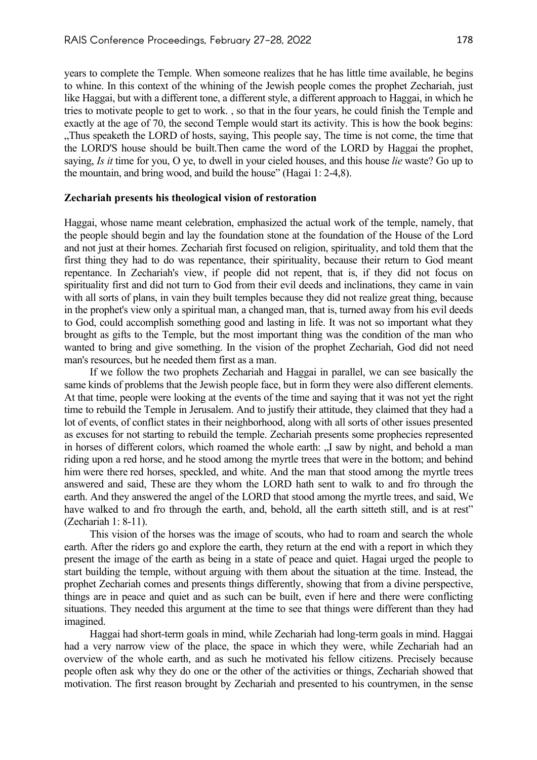years to complete the Temple. When someone realizes that he has little time available, he begins to whine. In this context of the whining of the Jewish people comes the prophet Zechariah, just like Haggai, but with a different tone, a different style, a different approach to Haggai, in which he tries to motivate people to get to work. , so that in the four years, he could finish the Temple and exactly at the age of 70, the second Temple would start its activity. This is how the book begins: „Thus speaketh the LORD of hosts, saying, This people say, The time is not come, the time that the LORD'S house should be built.Then came the word of the LORD by Haggai the prophet, saying, *Is it* time for you, O ye, to dwell in your cieled houses, and this house *lie* waste? Go up to the mountain, and bring wood, and build the house" (Hagai 1: 2-4,8).

## Zechariah presents his theological vision of restoration

Haggai, whose name meant celebration, emphasized the actual work of the temple, namely, that the people should begin and lay the foundation stone at the foundation of the House of the Lord and not just at their homes. Zechariah first focused on religion, spirituality, and told them that the first thing they had to do was repentance, their spirituality, because their return to God meant repentance. In Zechariah's view, if people did not repent, that is, if they did not focus on spirituality first and did not turn to God from their evil deeds and inclinations, they came in vain with all sorts of plans, in vain they built temples because they did not realize great thing, because in the prophet's view only a spiritual man, a changed man, that is, turned away from his evil deeds to God, could accomplish something good and lasting in life. It was not so important what they brought as gifts to the Temple, but the most important thing was the condition of the man who wanted to bring and give something. In the vision of the prophet Zechariah, God did not need man's resources, but he needed them first as a man.

If we follow the two prophets Zechariah and Haggai in parallel, we can see basically the same kinds of problems that the Jewish people face, but in form they were also different elements. At that time, people were looking at the events of the time and saying that it was not yet the right time to rebuild the Temple in Jerusalem. And to justify their attitude, they claimed that they had a lot of events, of conflict states in their neighborhood, along with all sorts of other issues presented as excuses for not starting to rebuild the temple. Zechariah presents some prophecies represented in horses of different colors, which roamed the whole earth: „I saw by night, and behold a man riding upon a red horse, and he stood among the myrtle trees that were in the bottom; and behind him were there red horses, speckled, and white. And the man that stood among the myrtle trees answered and said, These are they whom the LORD hath sent to walk to and fro through the earth. And they answered the angel of the LORD that stood among the myrtle trees, and said, We have walked to and fro through the earth, and, behold, all the earth sitteth still, and is at rest" (Zechariah 1: 8-11).

This vision of the horses was the image of scouts, who had to roam and search the whole earth. After the riders go and explore the earth, they return at the end with a report in which they present the image of the earth as being in a state of peace and quiet. Hagai urged the people to start building the temple, without arguing with them about the situation at the time. Instead, the prophet Zechariah comes and presents things differently, showing that from a divine perspective, things are in peace and quiet and as such can be built, even if here and there were conflicting situations. They needed this argument at the time to see that things were different than they had imagined.

Haggai had short-term goals in mind, while Zechariah had long-term goals in mind. Haggai had a very narrow view of the place, the space in which they were, while Zechariah had an overview of the whole earth, and as such he motivated his fellow citizens. Precisely because people often ask why they do one or the other of the activities or things, Zechariah showed that motivation. The first reason brought by Zechariah and presented to his countrymen, in the sense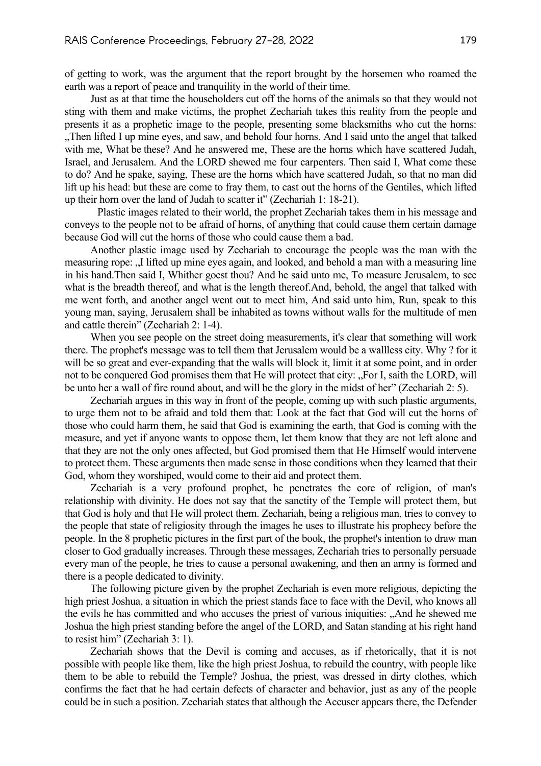of getting to work, was the argument that the report brought by the horsemen who roamed the earth was a report of peace and tranquility in the world of their time.

Just as at that time the householders cut off the horns of the animals so that they would not sting with them and make victims, the prophet Zechariah takes this reality from the people and presents it as a prophetic image to the people, presenting some blacksmiths who cut the horns: „Then lifted I up mine eyes, and saw, and behold four horns. And I said unto the angel that talked with me, What be these? And he answered me, These are the horns which have scattered Judah, Israel, and Jerusalem. And the LORD shewed me four carpenters. Then said I, What come these to do? And he spake, saying, These are the horns which have scattered Judah, so that no man did lift up his head: but these are come to fray them, to cast out the horns of the Gentiles, which lifted up their horn over the land of Judah to scatter it" (Zechariah 1: 18-21).

Plastic images related to their world, the prophet Zechariah takes them in his message and conveys to the people not to be afraid of horns, of anything that could cause them certain damage because God will cut the horns of those who could cause them a bad.

Another plastic image used by Zechariah to encourage the people was the man with the measuring rope: „I lifted up mine eyes again, and looked, and behold a man with a measuring line in his hand.Then said I, Whither goest thou? And he said unto me, To measure Jerusalem, to see what is the breadth thereof, and what is the length thereof.And, behold, the angel that talked with me went forth, and another angel went out to meet him, And said unto him, Run, speak to this young man, saying, Jerusalem shall be inhabited as towns without walls for the multitude of men and cattle therein" (Zechariah 2: 1-4).

When you see people on the street doing measurements, it's clear that something will work there. The prophet's message was to tell them that Jerusalem would be a wallless city. Why ? for it will be so great and ever-expanding that the walls will block it, limit it at some point, and in order not to be conquered God promises them that He will protect that city: „For I, saith the LORD, will be unto her a wall of fire round about, and will be the glory in the midst of her" (Zechariah 2: 5).

Zechariah argues in this way in front of the people, coming up with such plastic arguments, to urge them not to be afraid and told them that: Look at the fact that God will cut the horns of those who could harm them, he said that God is examining the earth, that God is coming with the measure, and yet if anyone wants to oppose them, let them know that they are not left alone and that they are not the only ones affected, but God promised them that He Himself would intervene to protect them. These arguments then made sense in those conditions when they learned that their God, whom they worshiped, would come to their aid and protect them.

Zechariah is a very profound prophet, he penetrates the core of religion, of man's relationship with divinity. He does not say that the sanctity of the Temple will protect them, but that God is holy and that He will protect them. Zechariah, being a religious man, tries to convey to the people that state of religiosity through the images he uses to illustrate his prophecy before the people. In the 8 prophetic pictures in the first part of the book, the prophet's intention to draw man closer to God gradually increases. Through these messages, Zechariah tries to personally persuade every man of the people, he tries to cause a personal awakening, and then an army is formed and there is a people dedicated to divinity.

The following picture given by the prophet Zechariah is even more religious, depicting the high priest Joshua, a situation in which the priest stands face to face with the Devil, who knows all the evils he has committed and who accuses the priest of various iniquities: „And he shewed me Joshua the high priest standing before the angel of the LORD, and Satan standing at his right hand to resist him" (Zechariah 3: 1).

Zechariah shows that the Devil is coming and accuses, as if rhetorically, that it is not possible with people like them, like the high priest Joshua, to rebuild the country, with people like them to be able to rebuild the Temple? Joshua, the priest, was dressed in dirty clothes, which confirms the fact that he had certain defects of character and behavior, just as any of the people could be in such a position. Zechariah states that although the Accuser appears there, the Defender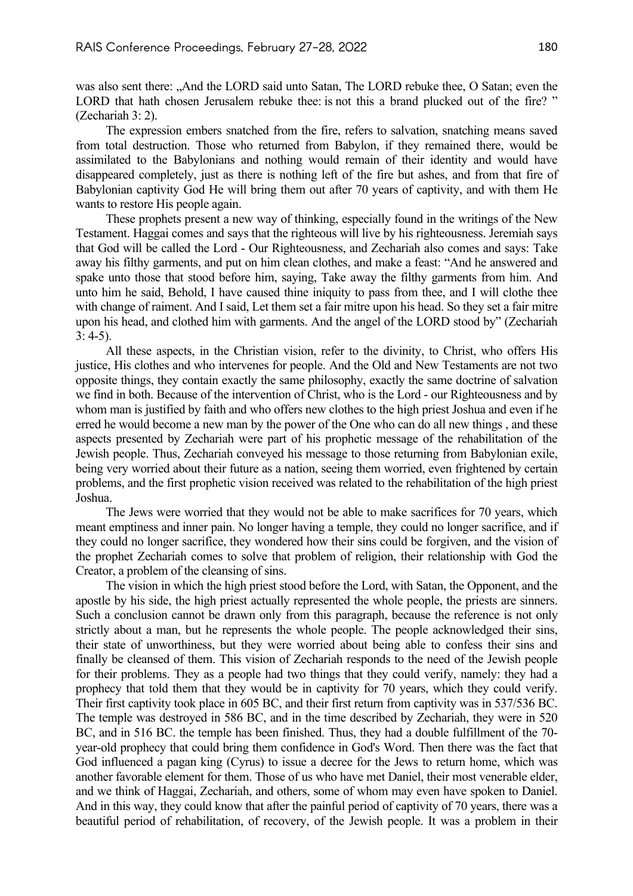was also sent there: „And the LORD said unto Satan, The LORD rebuke thee, O Satan; even the LORD that hath chosen Jerusalem rebuke thee: is not this a brand plucked out of the fire? " (Zechariah 3: 2).

The expression embers snatched from the fire, refers to salvation, snatching means saved from total destruction. Those who returned from Babylon, if they remained there, would be assimilated to the Babylonians and nothing would remain of their identity and would have disappeared completely, just as there is nothing left of the fire but ashes, and from that fire of Babylonian captivity God He will bring them out after 70 years of captivity, and with them He wants to restore His people again.

These prophets present a new way of thinking, especially found in the writings of the New Testament. Haggai comes and says that the righteous will live by his righteousness. Jeremiah says that God will be called the Lord - Our Righteousness, and Zechariah also comes and says: Take away his filthy garments, and put on him clean clothes, and make a feast: "And he answered and spake unto those that stood before him, saying, Take away the filthy garments from him. And unto him he said, Behold, I have caused thine iniquity to pass from thee, and I will clothe thee with change of raiment. And I said, Let them set a fair mitre upon his head. So they set a fair mitre upon his head, and clothed him with garments. And the angel of the LORD stood by" (Zechariah 3: 4-5).

All these aspects, in the Christian vision, refer to the divinity, to Christ, who offers His justice, His clothes and who intervenes for people. And the Old and New Testaments are not two opposite things, they contain exactly the same philosophy, exactly the same doctrine of salvation we find in both. Because of the intervention of Christ, who is the Lord - our Righteousness and by whom man is justified by faith and who offers new clothes to the high priest Joshua and even if he erred he would become a new man by the power of the One who can do all new things , and these aspects presented by Zechariah were part of his prophetic message of the rehabilitation of the Jewish people. Thus, Zechariah conveyed his message to those returning from Babylonian exile, being very worried about their future as a nation, seeing them worried, even frightened by certain problems, and the first prophetic vision received was related to the rehabilitation of the high priest Joshua.

The Jews were worried that they would not be able to make sacrifices for 70 years, which meant emptiness and inner pain. No longer having a temple, they could no longer sacrifice, and if they could no longer sacrifice, they wondered how their sins could be forgiven, and the vision of the prophet Zechariah comes to solve that problem of religion, their relationship with God the Creator, a problem of the cleansing of sins.

The vision in which the high priest stood before the Lord, with Satan, the Opponent, and the apostle by his side, the high priest actually represented the whole people, the priests are sinners. Such a conclusion cannot be drawn only from this paragraph, because the reference is not only strictly about a man, but he represents the whole people. The people acknowledged their sins, their state of unworthiness, but they were worried about being able to confess their sins and finally be cleansed of them. This vision of Zechariah responds to the need of the Jewish people for their problems. They as a people had two things that they could verify, namely: they had a prophecy that told them that they would be in captivity for 70 years, which they could verify. Their first captivity took place in 605 BC, and their first return from captivity was in 537/536 BC. The temple was destroyed in 586 BC, and in the time described by Zechariah, they were in 520 BC, and in 516 BC. the temple has been finished. Thus, they had a double fulfillment of the 70-year-old prophecy that could bring them confidence in God's Word. Then there was the fact that God influenced a pagan king (Cyrus) to issue a decree for the Jews to return home, which was another favorable element for them. Those of us who have met Daniel, their most venerable elder, and we think of Haggai, Zechariah, and others, some of whom may even have spoken to Daniel. And in this way, they could know that after the painful period of captivity of 70 years, there was a beautiful period of rehabilitation, of recovery, of the Jewish people. It was a problem in their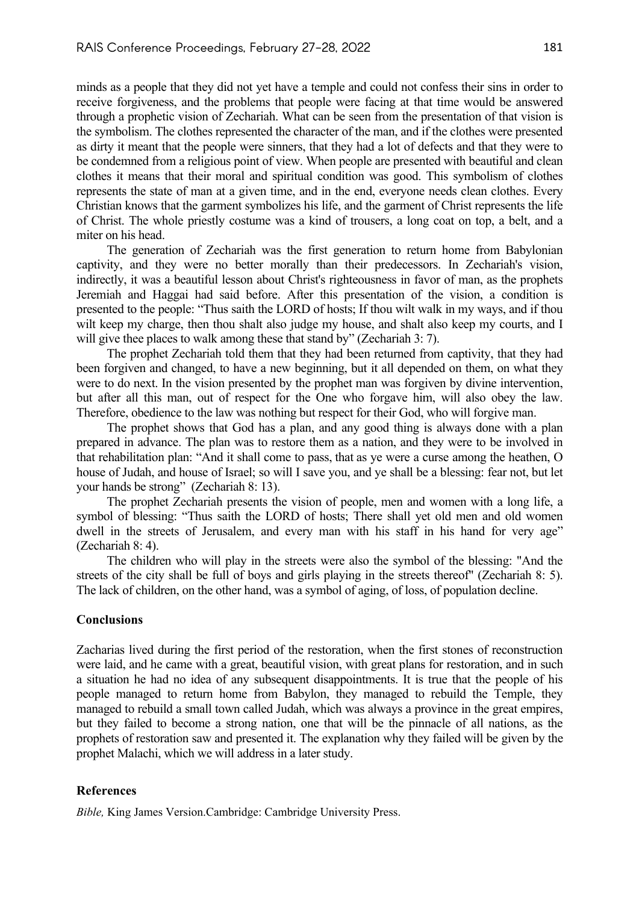minds as a people that they did not yet have a temple and could not confess their sins in order to receive forgiveness, and the problems that people were facing at that time would be answered through a prophetic vision of Zechariah. What can be seen from the presentation of that vision is the symbolism. The clothes represented the character of the man, and if the clothes were presented as dirty it meant that the people were sinners, that they had a lot of defects and that they were to be condemned from a religious point of view. When people are presented with beautiful and clean clothes it means that their moral and spiritual condition was good. This symbolism of clothes represents the state of man at a given time, and in the end, everyone needs clean clothes. Every Christian knows that the garment symbolizes his life, and the garment of Christ represents the life of Christ. The whole priestly costume was a kind of trousers, a long coat on top, a belt, and a miter on his head.

The generation of Zechariah was the first generation to return home from Babylonian captivity, and they were no better morally than their predecessors. In Zechariah's vision, indirectly, it was a beautiful lesson about Christ's righteousness in favor of man, as the prophets Jeremiah and Haggai had said before. After this presentation of the vision, a condition is presented to the people: "Thus saith the LORD of hosts; If thou wilt walk in my ways, and if thou wilt keep my charge, then thou shalt also judge my house, and shalt also keep my courts, and I will give thee places to walk among these that stand by" (Zechariah 3: 7).

The prophet Zechariah told them that they had been returned from captivity, that they had been forgiven and changed, to have a new beginning, but it all depended on them, on what they were to do next. In the vision presented by the prophet man was forgiven by divine intervention, but after all this man, out of respect for the One who forgave him, will also obey the law. Therefore, obedience to the law was nothing but respect for their God, who will forgive man.

The prophet shows that God has a plan, and any good thing is always done with a plan prepared in advance. The plan was to restore them as a nation, and they were to be involved in that rehabilitation plan: "And it shall come to pass, that as ye were a curse among the heathen, O house of Judah, and house of Israel; so will I save you, and ye shall be a blessing: fear not, but let your hands be strong" (Zechariah 8: 13).

The prophet Zechariah presents the vision of people, men and women with a long life, a symbol of blessing: "Thus saith the LORD of hosts; There shall yet old men and old women dwell in the streets of Jerusalem, and every man with his staff in his hand for very age" (Zechariah 8: 4).

The children who will play in the streets were also the symbol of the blessing: "And the streets of the city shall be full of boys and girls playing in the streets thereof" (Zechariah 8: 5). The lack of children, on the other hand, was a symbol of aging, of loss, of population decline.

## Conclusions

Zacharias lived during the first period of the restoration, when the first stones of reconstruction were laid, and he came with a great, beautiful vision, with great plans for restoration, and in such a situation he had no idea of any subsequent disappointments. It is true that the people of his people managed to return home from Babylon, they managed to rebuild the Temple, they managed to rebuild a small town called Judah, which was always a province in the great empires, but they failed to become a strong nation, one that will be the pinnacle of all nations, as the prophets of restoration saw and presented it. The explanation why they failed will be given by the prophet Malachi, which we will address in a later study.

## References

*Bible,* King James Version.Cambridge: Cambridge University Press.